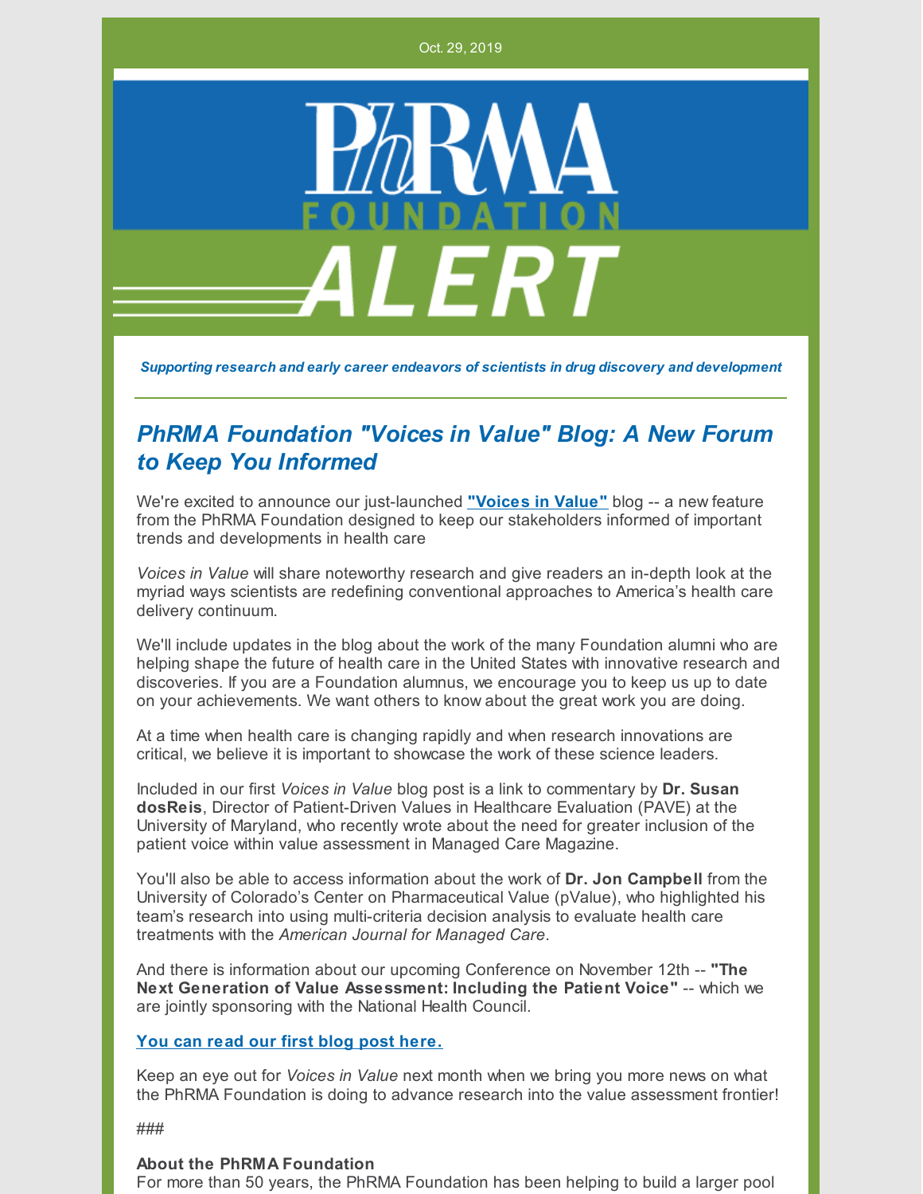Oct. 29, 2019

PhRMA FOUNDATION ALERT

*Supporting research and early career endeavors of scientists in drug discovery and development*

## *PhRMA Foundation "Voices in Value" Blog: A New Forum to Keep You Informed*

We're excited to announce our just-launched **"Voices in Value"** blog -- a new feature from the PhRMA Foundation designed to keep our stakeholders informed of important trends and developments in health care

*Voices in Value* will share noteworthy research and give readers an in-depth look at the myriad ways scientists are redefining conventional approaches to America's health care delivery continuum.

We'll include updates in the blog about the work of the many Foundation alumni who are helping shape the future of health care in the United States with innovative research and discoveries. If you are a Foundation alumnus, we encourage you to keep us up to date on your achievements. We want others to know about the great work you are doing.

At a time when health care is changing rapidly and when research innovations are critical, we believe it is important to showcase the work of these science leaders.

Included in our first *Voices in Value* blog post is a link to commentary by **Dr. Susan dosReis**, Director of Patient-Driven Values in Healthcare Evaluation (PAVE) at the University of Maryland, who recently wrote about the need for greater inclusion of the patient voice within value assessment in Managed Care Magazine.

You'll also be able to access information about the work of **Dr. Jon Campbell** from the University of Colorado's Center on Pharmaceutical Value (pValue), who highlighted his team's research into using multi-criteria decision analysis to evaluate health care treatments with the *American Journal for Managed Care*.

And there is information about our upcoming Conference on November 12th -- **"The Next Generation of Value Assessment: Including the Patient Voice"** -- which we are jointly sponsoring with the National Health Council.

**You can read our first blog post here.**

Keep an eye out for *Voices in Value* next month when we bring you more news on what the PhRMA Foundation is doing to advance research into the value assessment frontier!

###

**About the PhRMA Foundation**
For more than 50 years, the PhRMA Foundation has been helping to build a larger pool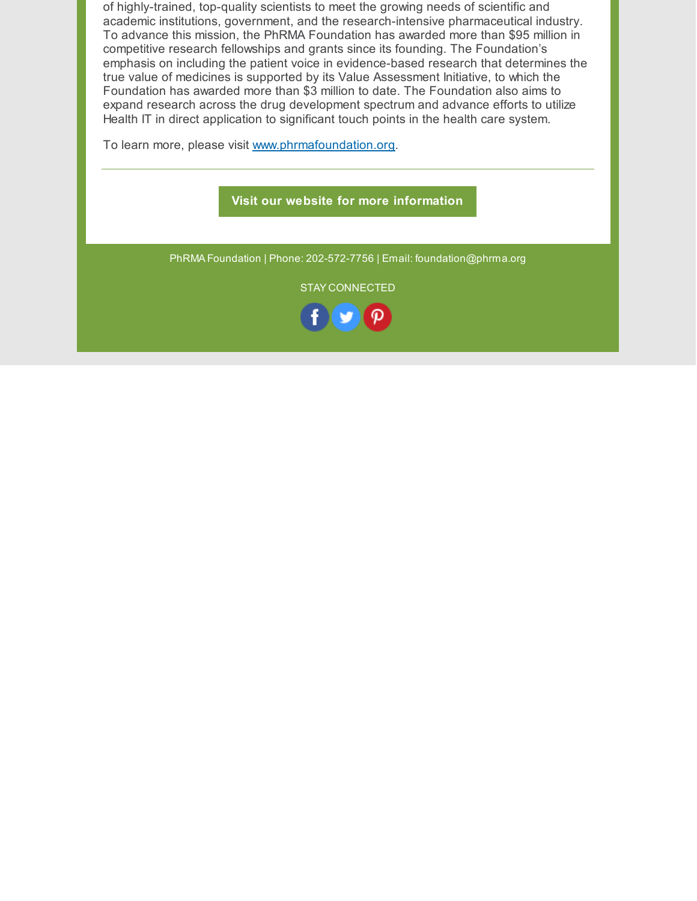of highly-trained, top-quality scientists to meet the growing needs of scientific and academic institutions, government, and the research-intensive pharmaceutical industry. To advance this mission, the PhRMA Foundation has awarded more than $95 million in competitive research fellowships and grants since its founding. The Foundation's emphasis on including the patient voice in evidence-based research that determines the true value of medicines is supported by its Value Assessment Initiative, to which the Foundation has awarded more than $3 million to date. The Foundation also aims to expand research across the drug development spectrum and advance efforts to utilize Health IT in direct application to significant touch points in the health care system.

To learn more, please visit [www.phrmafoundation.org](http://www.phrmafoundation.org).

---

**Visit our website for more information**

PhRMA Foundation | Phone: 202-572-7756 | Email: foundation@phrma.org

STAY CONNECTED